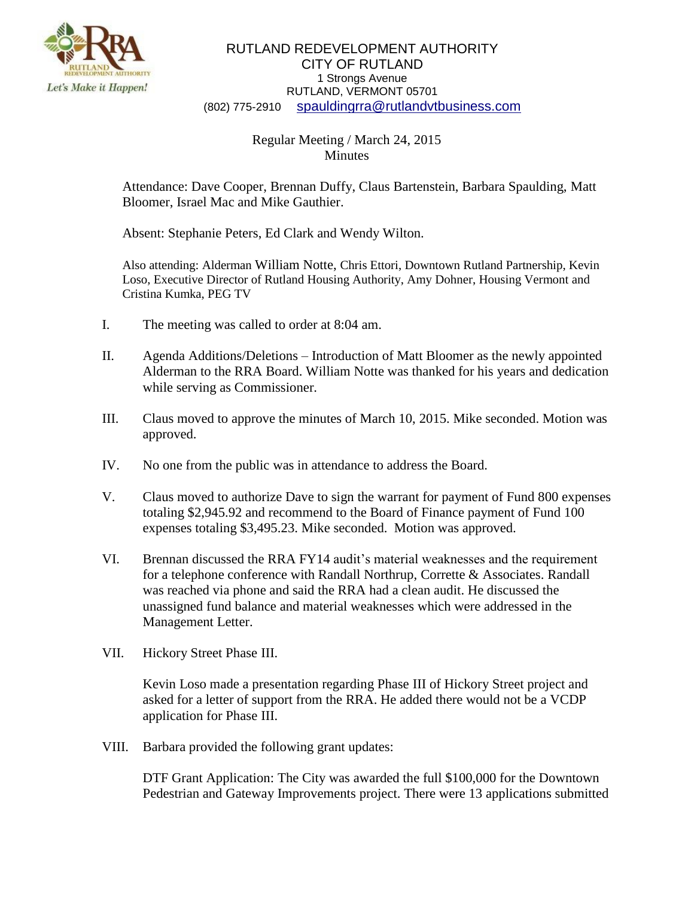RUTLAND REDEVELOPMENT AUTHORITY
CITY OF RUTLAND
1 Strongs Avenue
RUTLAND, VERMONT 05701
(802) 775-2910 spauldingrra@rutlandvtbusiness.com

Regular Meeting / March 24, 2015
Minutes

Attendance: Dave Cooper, Brennan Duffy, Claus Bartenstein, Barbara Spaulding, Matt Bloomer, Israel Mac and Mike Gauthier.

Absent: Stephanie Peters, Ed Clark and Wendy Wilton.

Also attending: Alderman William Notte, Chris Ettori, Downtown Rutland Partnership, Kevin Loso, Executive Director of Rutland Housing Authority, Amy Dohner, Housing Vermont and Cristina Kumka, PEG TV

I. The meeting was called to order at 8:04 am.

II. Agenda Additions/Deletions – Introduction of Matt Bloomer as the newly appointed Alderman to the RRA Board. William Notte was thanked for his years and dedication while serving as Commissioner.

III. Claus moved to approve the minutes of March 10, 2015. Mike seconded. Motion was approved.

IV. No one from the public was in attendance to address the Board.

V. Claus moved to authorize Dave to sign the warrant for payment of Fund 800 expenses totaling $2,945.92 and recommend to the Board of Finance payment of Fund 100 expenses totaling $3,495.23. Mike seconded. Motion was approved.

VI. Brennan discussed the RRA FY14 audit's material weaknesses and the requirement for a telephone conference with Randall Northrup, Corrette & Associates. Randall was reached via phone and said the RRA had a clean audit. He discussed the unassigned fund balance and material weaknesses which were addressed in the Management Letter.

VII. Hickory Street Phase III.

Kevin Loso made a presentation regarding Phase III of Hickory Street project and asked for a letter of support from the RRA. He added there would not be a VCDP application for Phase III.

VIII. Barbara provided the following grant updates:

DTF Grant Application: The City was awarded the full $100,000 for the Downtown Pedestrian and Gateway Improvements project. There were 13 applications submitted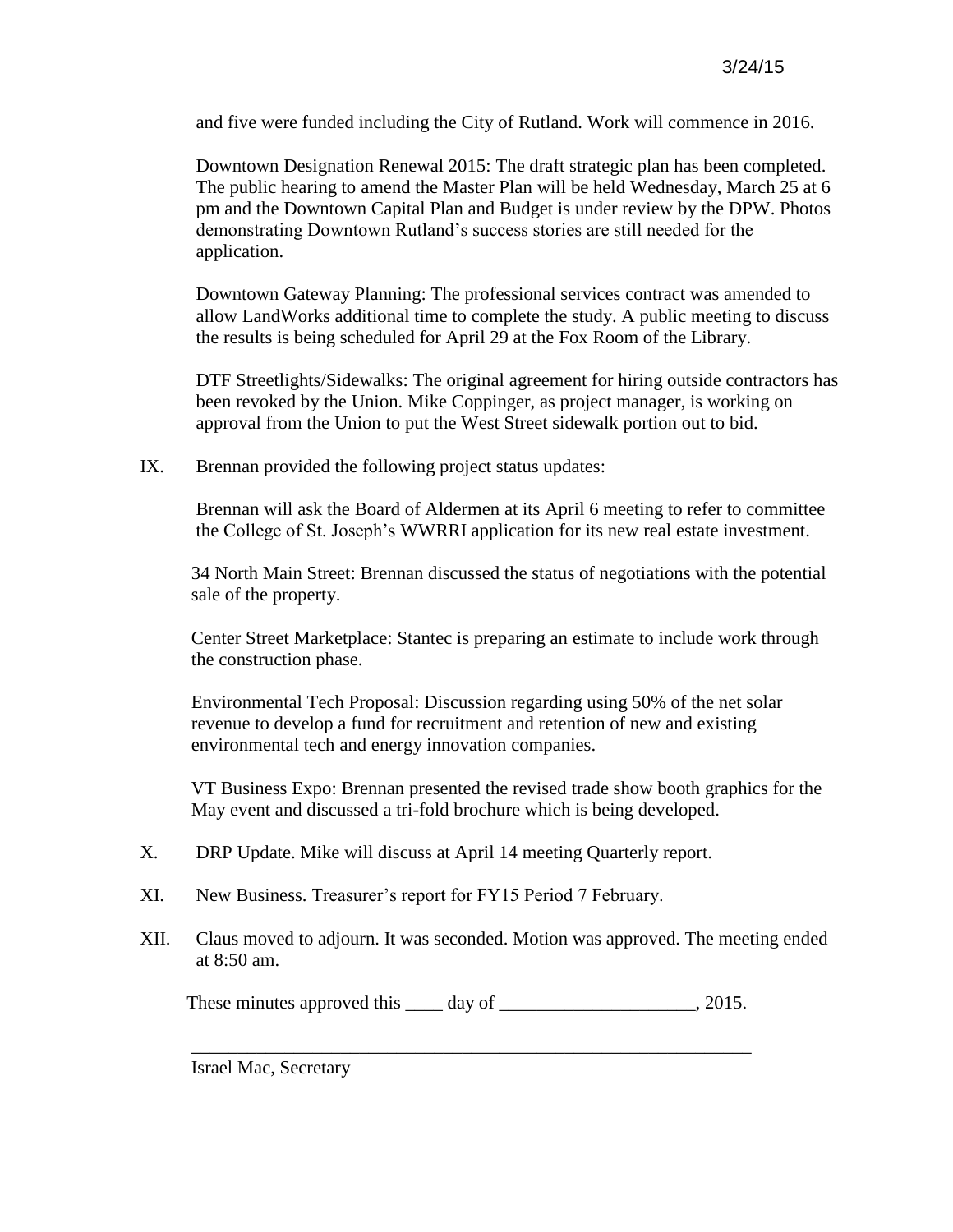and five were funded including the City of Rutland. Work will commence in 2016.

Downtown Designation Renewal 2015: The draft strategic plan has been completed. The public hearing to amend the Master Plan will be held Wednesday, March 25 at 6 pm and the Downtown Capital Plan and Budget is under review by the DPW. Photos demonstrating Downtown Rutland's success stories are still needed for the application.

Downtown Gateway Planning: The professional services contract was amended to allow LandWorks additional time to complete the study. A public meeting to discuss the results is being scheduled for April 29 at the Fox Room of the Library.

DTF Streetlights/Sidewalks: The original agreement for hiring outside contractors has been revoked by the Union. Mike Coppinger, as project manager, is working on approval from the Union to put the West Street sidewalk portion out to bid.

IX. Brennan provided the following project status updates:

Brennan will ask the Board of Aldermen at its April 6 meeting to refer to committee the College of St. Joseph's WWRRI application for its new real estate investment.

34 North Main Street: Brennan discussed the status of negotiations with the potential sale of the property.

Center Street Marketplace: Stantec is preparing an estimate to include work through the construction phase.

Environmental Tech Proposal: Discussion regarding using 50% of the net solar revenue to develop a fund for recruitment and retention of new and existing environmental tech and energy innovation companies.

VT Business Expo: Brennan presented the revised trade show booth graphics for the May event and discussed a tri-fold brochure which is being developed.

X. DRP Update. Mike will discuss at April 14 meeting Quarterly report.

XI. New Business. Treasurer's report for FY15 Period 7 February.

XII. Claus moved to adjourn. It was seconded. Motion was approved. The meeting ended at 8:50 am.

These minutes approved this ____ day of ____________________, 2015.

______________________________________________________________

Israel Mac, Secretary